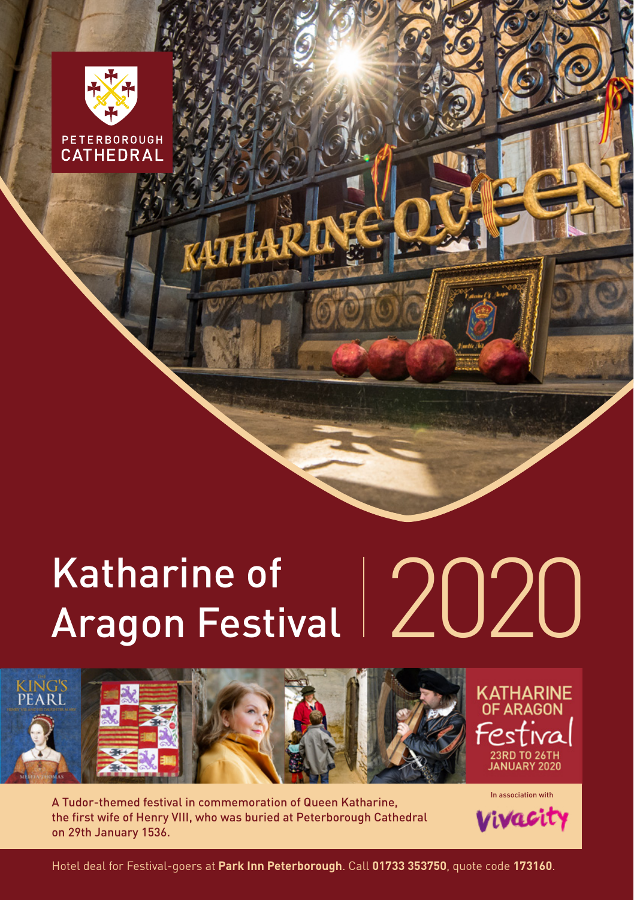PETERBOROUGH CATHEDRAL

# Katharine of Aragon Festival 2020

KATHARINE OF ARAGON Festival
23RD TO 26TH JANUARY 2020

A Tudor-themed festival in commemoration of Queen Katharine, the first wife of Henry VIII, who was buried at Peterborough Cathedral on 29th January 1536.

In association with Vivacity

Hotel deal for Festival-goers at **Park Inn Peterborough**. Call **01733 353750**, quote code **173160**.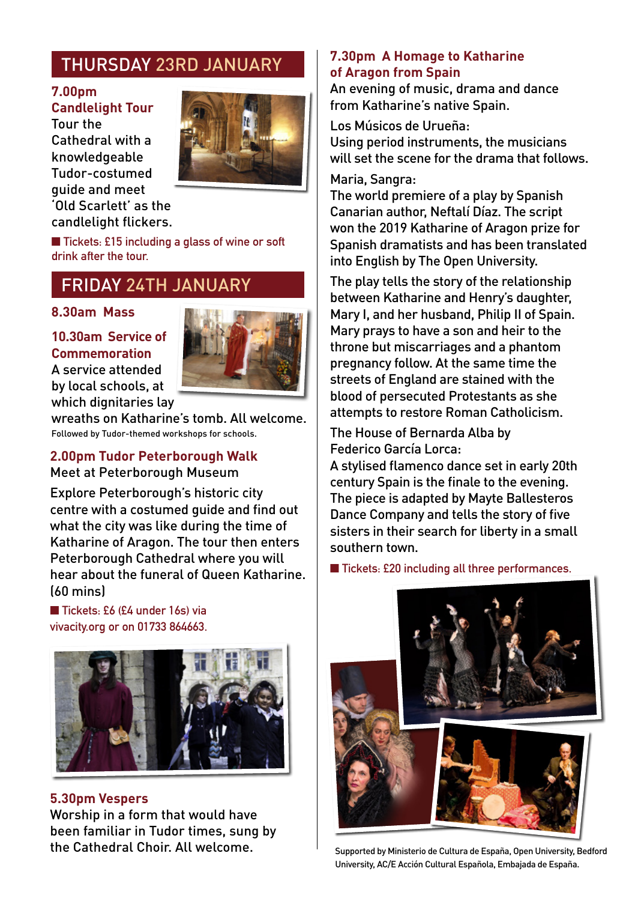## THURSDAY 23RD JANUARY

**7.00pm**
**Candlelight Tour**

Tour the Cathedral with a knowledgeable Tudor-costumed guide and meet 'Old Scarlett' as the candlelight flickers.

■ Tickets: £15 including a glass of wine or soft drink after the tour.

## FRIDAY 24TH JANUARY

**8.30am Mass**

**10.30am Service of Commemoration**

A service attended by local schools, at which dignitaries lay wreaths on Katharine's tomb. All welcome.

Followed by Tudor-themed workshops for schools.

**2.00pm Tudor Peterborough Walk**

Meet at Peterborough Museum

Explore Peterborough's historic city centre with a costumed guide and find out what the city was like during the time of Katharine of Aragon. The tour then enters Peterborough Cathedral where you will hear about the funeral of Queen Katharine. (60 mins)

■ Tickets: £6 (£4 under 16s) via vivacity.org or on 01733 864663.

**5.30pm Vespers**

Worship in a form that would have been familiar in Tudor times, sung by the Cathedral Choir. All welcome.

**7.30pm A Homage to Katharine of Aragon from Spain**

An evening of music, drama and dance from Katharine's native Spain.

Los Músicos de Urueña:
Using period instruments, the musicians will set the scene for the drama that follows.

Maria, Sangra:
The world premiere of a play by Spanish Canarian author, Neftalí Díaz. The script won the 2019 Katharine of Aragon prize for Spanish dramatists and has been translated into English by The Open University.

The play tells the story of the relationship between Katharine and Henry's daughter, Mary I, and her husband, Philip II of Spain. Mary prays to have a son and heir to the throne but miscarriages and a phantom pregnancy follow. At the same time the streets of England are stained with the blood of persecuted Protestants as she attempts to restore Roman Catholicism.

The House of Bernarda Alba by Federico García Lorca:
A stylised flamenco dance set in early 20th century Spain is the finale to the evening. The piece is adapted by Mayte Ballesteros Dance Company and tells the story of five sisters in their search for liberty in a small southern town.

■ Tickets: £20 including all three performances.

Supported by Ministerio de Cultura de España, Open University, Bedford University, AC/E Acción Cultural Española, Embajada de España.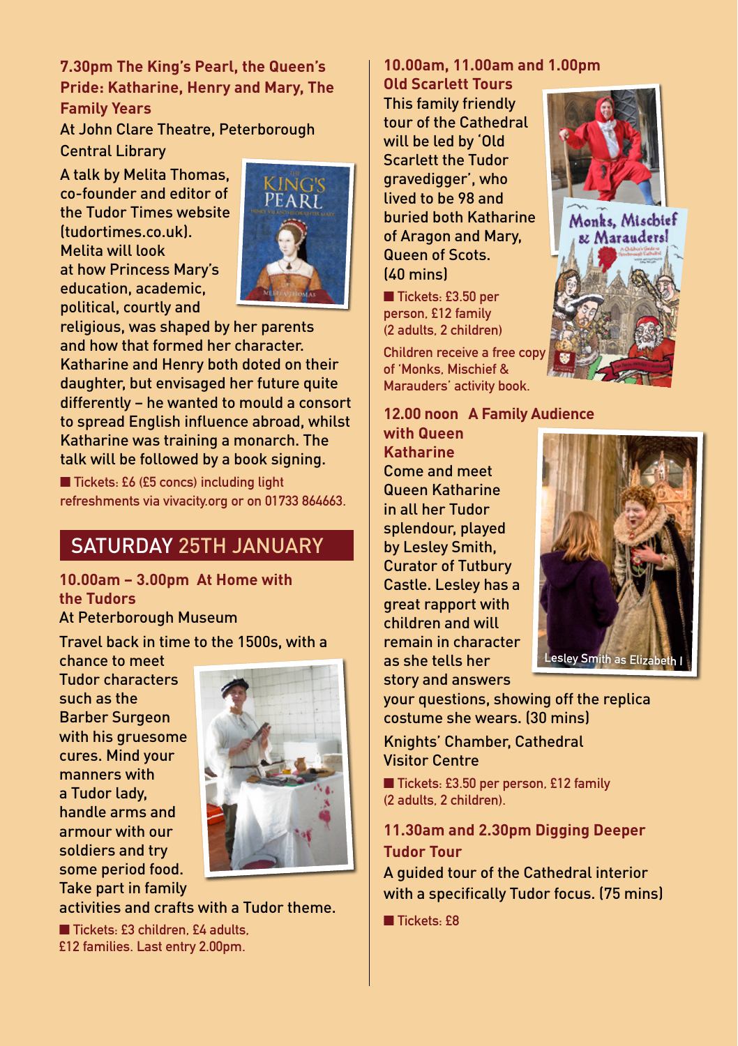### 7.30pm The King's Pearl, the Queen's Pride: Katharine, Henry and Mary, The Family Years

At John Clare Theatre, Peterborough Central Library

A talk by Melita Thomas, co-founder and editor of the Tudor Times website (tudortimes.co.uk). Melita will look at how Princess Mary's education, academic, political, courtly and religious, was shaped by her parents and how that formed her character. Katharine and Henry both doted on their daughter, but envisaged her future quite differently – he wanted to mould a consort to spread English influence abroad, whilst Katharine was training a monarch. The talk will be followed by a book signing.

■ Tickets: £6 (£5 concs) including light refreshments via vivacity.org or on 01733 864663.

## SATURDAY 25TH JANUARY

### 10.00am – 3.00pm At Home with the Tudors

At Peterborough Museum

Travel back in time to the 1500s, with a chance to meet Tudor characters such as the Barber Surgeon with his gruesome cures. Mind your manners with a Tudor lady, handle arms and armour with our soldiers and try some period food. Take part in family activities and crafts with a Tudor theme.

■ Tickets: £3 children, £4 adults, £12 families. Last entry 2.00pm.

### 10.00am, 11.00am and 1.00pm Old Scarlett Tours

This family friendly tour of the Cathedral will be led by 'Old Scarlett the Tudor gravedigger', who lived to be 98 and buried both Katharine of Aragon and Mary, Queen of Scots. (40 mins)

■ Tickets: £3.50 per person, £12 family (2 adults, 2 children)

Children receive a free copy of 'Monks, Mischief & Marauders' activity book.

### 12.00 noon A Family Audience with Queen Katharine

Come and meet Queen Katharine in all her Tudor splendour, played by Lesley Smith, Curator of Tutbury Castle. Lesley has a great rapport with children and will remain in character as she tells her story and answers your questions, showing off the replica costume she wears. (30 mins)

Lesley Smith as Elizabeth I

Knights' Chamber, Cathedral Visitor Centre

■ Tickets: £3.50 per person, £12 family (2 adults, 2 children).

### 11.30am and 2.30pm Digging Deeper Tudor Tour

A guided tour of the Cathedral interior with a specifically Tudor focus. (75 mins)

■ Tickets: £8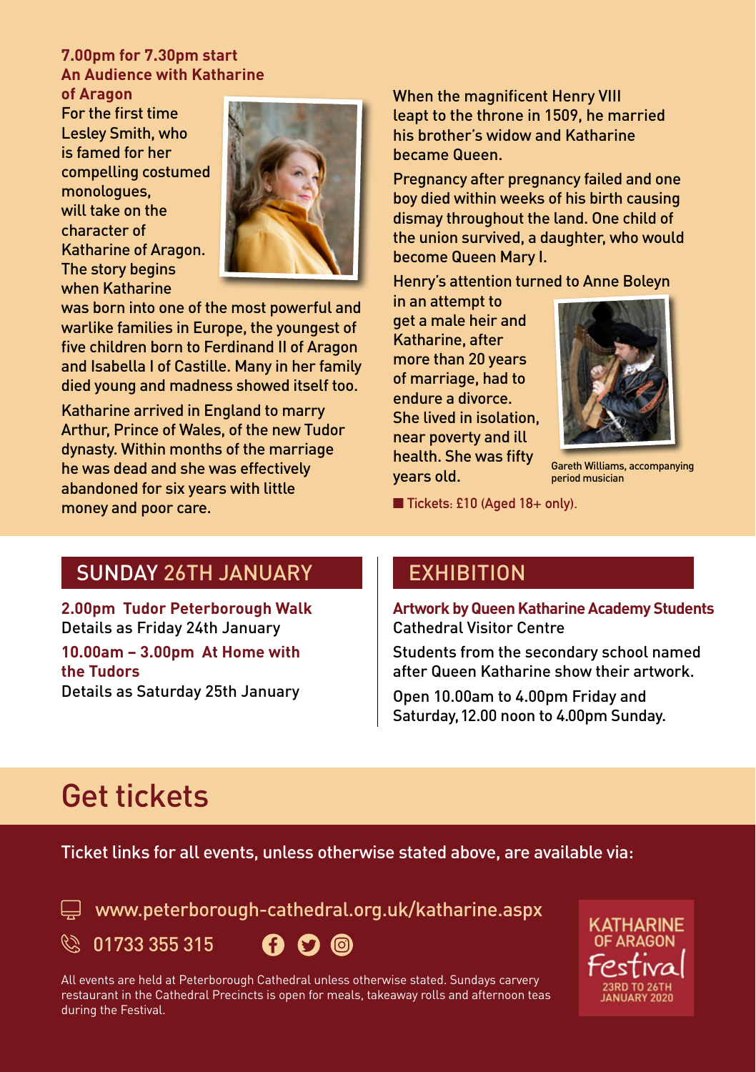**7.00pm for 7.30pm start**
**An Audience with Katharine of Aragon**

For the first time Lesley Smith, who is famed for her compelling costumed monologues, will take on the character of Katharine of Aragon. The story begins when Katharine was born into one of the most powerful and warlike families in Europe, the youngest of five children born to Ferdinand II of Aragon and Isabella I of Castille. Many in her family died young and madness showed itself too.

Katharine arrived in England to marry Arthur, Prince of Wales, of the new Tudor dynasty. Within months of the marriage he was dead and she was effectively abandoned for six years with little money and poor care.

When the magnificent Henry VIII leapt to the throne in 1509, he married his brother's widow and Katharine became Queen.

Pregnancy after pregnancy failed and one boy died within weeks of his birth causing dismay throughout the land. One child of the union survived, a daughter, who would become Queen Mary I.

Henry's attention turned to Anne Boleyn in an attempt to get a male heir and Katharine, after more than 20 years of marriage, had to endure a divorce. She lived in isolation, near poverty and ill health. She was fifty years old.

Gareth Williams, accompanying period musician

■ Tickets: £10 (Aged 18+ only).

## SUNDAY 26TH JANUARY

**2.00pm Tudor Peterborough Walk**
Details as Friday 24th January

**10.00am – 3.00pm At Home with the Tudors**
Details as Saturday 25th January

## EXHIBITION

**Artwork by Queen Katharine Academy Students**
Cathedral Visitor Centre

Students from the secondary school named after Queen Katharine show their artwork.

Open 10.00am to 4.00pm Friday and Saturday, 12.00 noon to 4.00pm Sunday.

# Get tickets

Ticket links for all events, unless otherwise stated above, are available via:

www.peterborough-cathedral.org.uk/katharine.aspx

01733 355 315

All events are held at Peterborough Cathedral unless otherwise stated. Sundays carvery restaurant in the Cathedral Precincts is open for meals, takeaway rolls and afternoon teas during the Festival.

KATHARINE OF ARAGON Festival
23RD TO 26TH JANUARY 2020